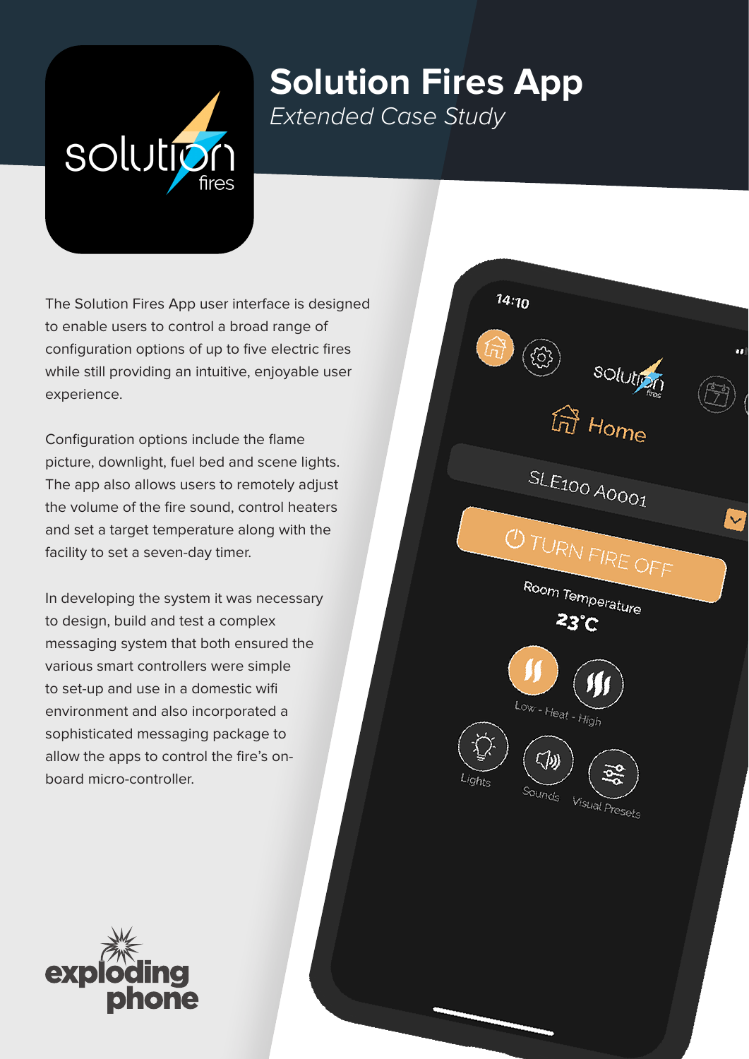# Solution Fires App

*Extended Case Study*

The Solution Fires App user interface is designed to enable users to control a broad range of configuration options of up to five electric fires while still providing an intuitive, enjoyable user experience.

Configuration options include the flame picture, downlight, fuel bed and scene lights. The app also allows users to remotely adjust the volume of the fire sound, control heaters and set a target temperature along with the facility to set a seven-day timer.

In developing the system it was necessary to design, build and test a complex messaging system that both ensured the various smart controllers were simple to set-up and use in a domestic wifi environment and also incorporated a sophisticated messaging package to allow the apps to control the fire's on-board micro-controller.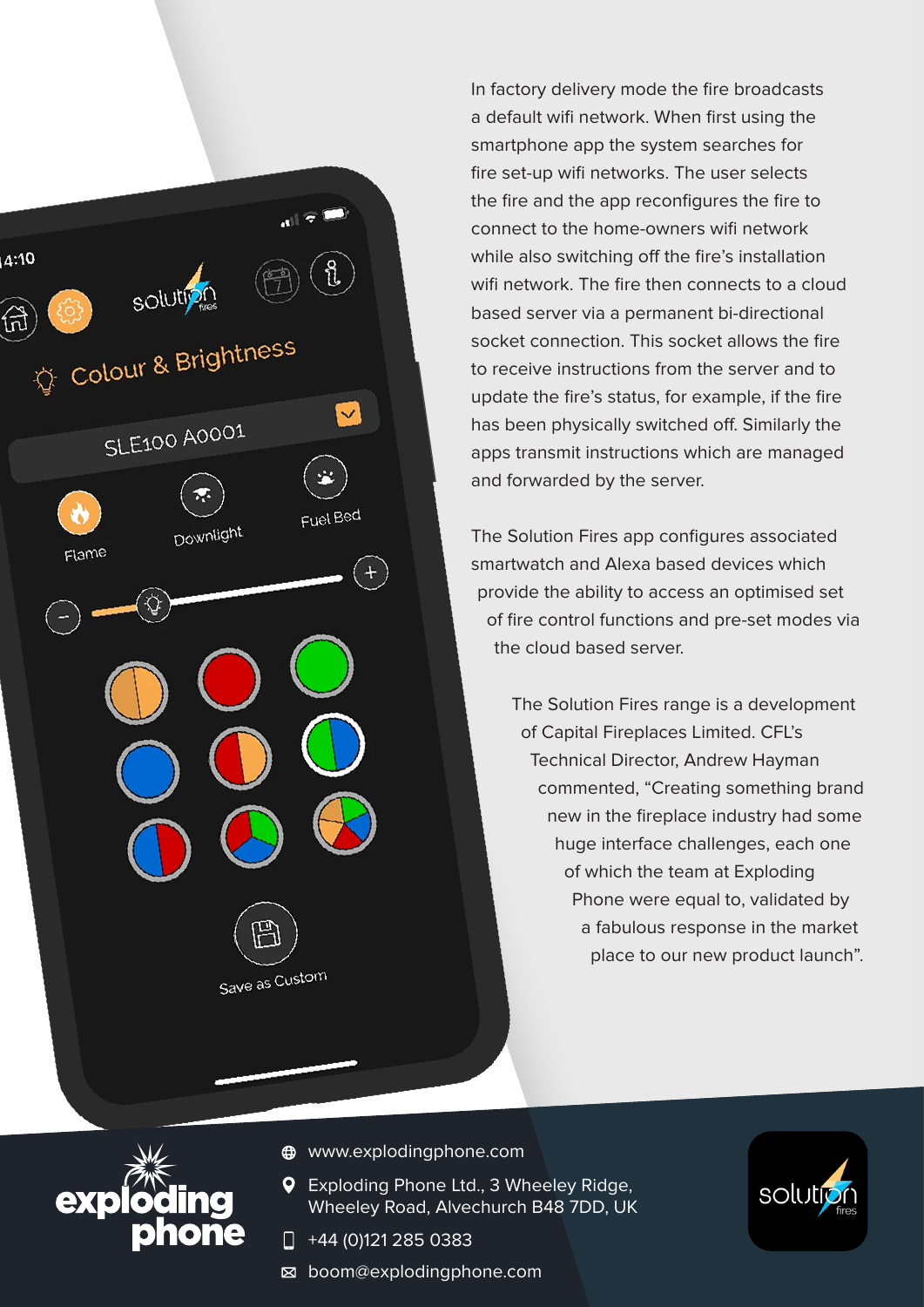In factory delivery mode the fire broadcasts a default wifi network. When first using the smartphone app the system searches for fire set-up wifi networks. The user selects the fire and the app reconfigures the fire to connect to the home-owners wifi network while also switching off the fire's installation wifi network. The fire then connects to a cloud based server via a permanent bi-directional socket connection. This socket allows the fire to receive instructions from the server and to update the fire's status, for example, if the fire has been physically switched off. Similarly the apps transmit instructions which are managed and forwarded by the server.

The Solution Fires app configures associated smartwatch and Alexa based devices which provide the ability to access an optimised set of fire control functions and pre-set modes via the cloud based server.

The Solution Fires range is a development of Capital Fireplaces Limited. CFL's Technical Director, Andrew Hayman commented, "Creating something brand new in the fireplace industry had some huge interface challenges, each one of which the team at Exploding Phone were equal to, validated by a fabulous response in the market place to our new product launch".

www.explodingphone.com

Exploding Phone Ltd., 3 Wheeley Ridge, Wheeley Road, Alvechurch B48 7DD, UK

+44 (0)121 285 0383

boom@explodingphone.com